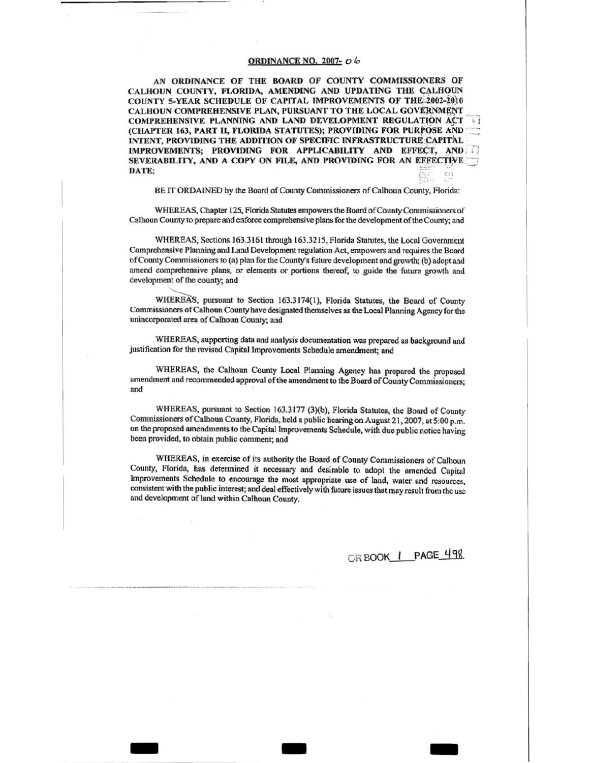## ORDINANCE NO. 2007- 06

**AN ORDINANCE OF THE BOARD OF COUNTY COMMISSIONERS OF CALHOUN COUNTY, FLORIDA, AMENDING AND UPDATING THE CALHOUN COUNTY 5-YEAR SCHEDULE OF CAPITAL IMPROVEMENTS OF THE 2002-2010 CALHOUN COMPREHENSIVE PLAN, PURSUANT TO THE LOCAL GOVERNMENT COMPREHENSIVE PLANNING AND LAND DEVELOPMENT REGULATION ACT (CHAPTER 163, PART II, FLORIDA STATUTES); PROVIDING FOR PURPOSE AND INTENT, PROVIDING THE ADDITION OF SPECIFIC INFRASTRUCTURE CAPITAL IMPROVEMENTS; PROVIDING FOR APPLICABILITY AND EFFECT, AND SEVERABILITY, AND A COPY ON FILE, AND PROVIDING FOR AN EFFECTIVE DATE;**

BE IT ORDAINED by the Board of County Commissioners of Calhoun County, Florida:

WHEREAS, Chapter 125, Florida Statutes empowers the Board of County Commissioners of Calhoun County to prepare and enforce comprehensive plans for the development of the County; and

WHEREAS, Sections 163.3161 through 163.3215, Florida Statutes, the Local Government Comprehensive Planning and Land Development regulation Act, empowers and requires the Board of County Commissioners to (a) plan for the County's future development and growth; (b) adopt and amend comprehensive plans, or elements or portions thereof, to guide the future growth and development of the county; and

WHEREAS, pursuant to Section 163.3174(1), Florida Statutes, the Board of County Commissioners of Calhoun County have designated themselves as the Local Planning Agency for the unincorporated area of Calhoun County; and

WHEREAS, supporting data and analysis documentation was prepared as background and justification for the revised Capital Improvements Schedule amendment; and

WHEREAS, the Calhoun County Local Planning Agency has prepared the proposed amendment and recommended approval of the amendment to the Board of County Commissioners; and

WHEREAS, pursuant to Section 163.3177 (3)(b), Florida Statutes, the Board of County Commissioners of Calhoun County, Florida, held a public hearing on August 21, 2007, at 5:00 p.m. on the proposed amendments to the Capital Improvements Schedule, with due public notice having been provided, to obtain public comment; and

WHEREAS, in exercise of its authority the Board of County Commissioners of Calhoun County, Florida, has determined it necessary and desirable to adopt the amended Capital Improvements Schedule to encourage the most appropriate use of land, water and resources, consistent with the public interest; and deal effectively with future issues that may result from the use and development of land within Calhoun County.

OR BOOK 1 PAGE 498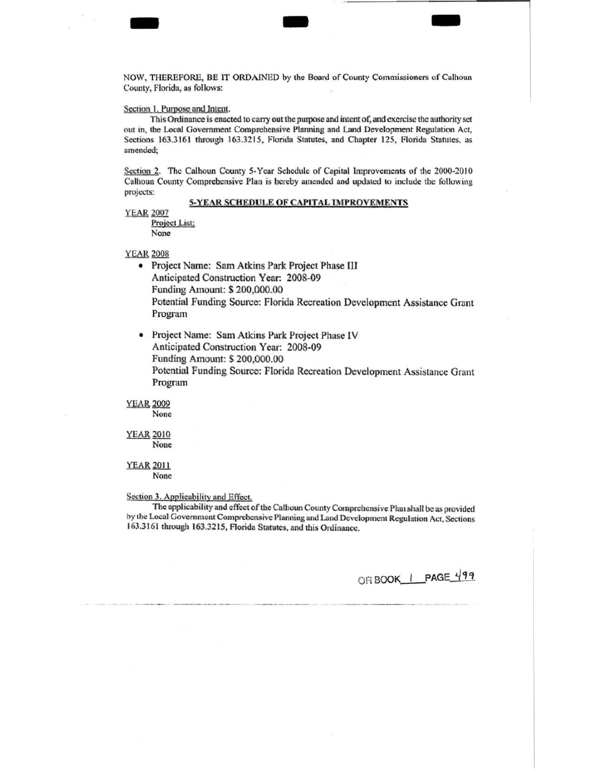NOW, THEREFORE, BE IT ORDAINED by the Board of County Commissioners of Calhoun County, Florida, as follows:

Section 1. Purpose and Intent.

This Ordinance is enacted to carry out the purpose and intent of, and exercise the authority set out in, the Local Government Comprehensive Planning and Land Development Regulation Act, Sections 163.3161 through 163.3215, Florida Statutes, and Chapter 125, Florida Statutes, as amended;

Section 2. The Calhoun County 5-Year Schedule of Capital Improvements of the 2000-2010 Calhoun County Comprehensive Plan is hereby amended and updated to include the following projects:

**5-YEAR SCHEDULE OF CAPITAL IMPROVEMENTS**

YEAR 2007

Project List:
None

YEAR 2008

- Project Name: Sam Atkins Park Project Phase III
  Anticipated Construction Year: 2008-09
  Funding Amount: $ 200,000.00
  Potential Funding Source: Florida Recreation Development Assistance Grant Program

- Project Name: Sam Atkins Park Project Phase IV
  Anticipated Construction Year: 2008-09
  Funding Amount: $ 200,000.00
  Potential Funding Source: Florida Recreation Development Assistance Grant Program

YEAR 2009

None

YEAR 2010

None

YEAR 2011

None

Section 3. Applicability and Effect.

The applicability and effect of the Calhoun County Comprehensive Plan shall be as provided by the Local Government Comprehensive Planning and Land Development Regulation Act, Sections 163.3161 through 163.3215, Florida Statutes, and this Ordinance.

OR BOOK 1 PAGE 499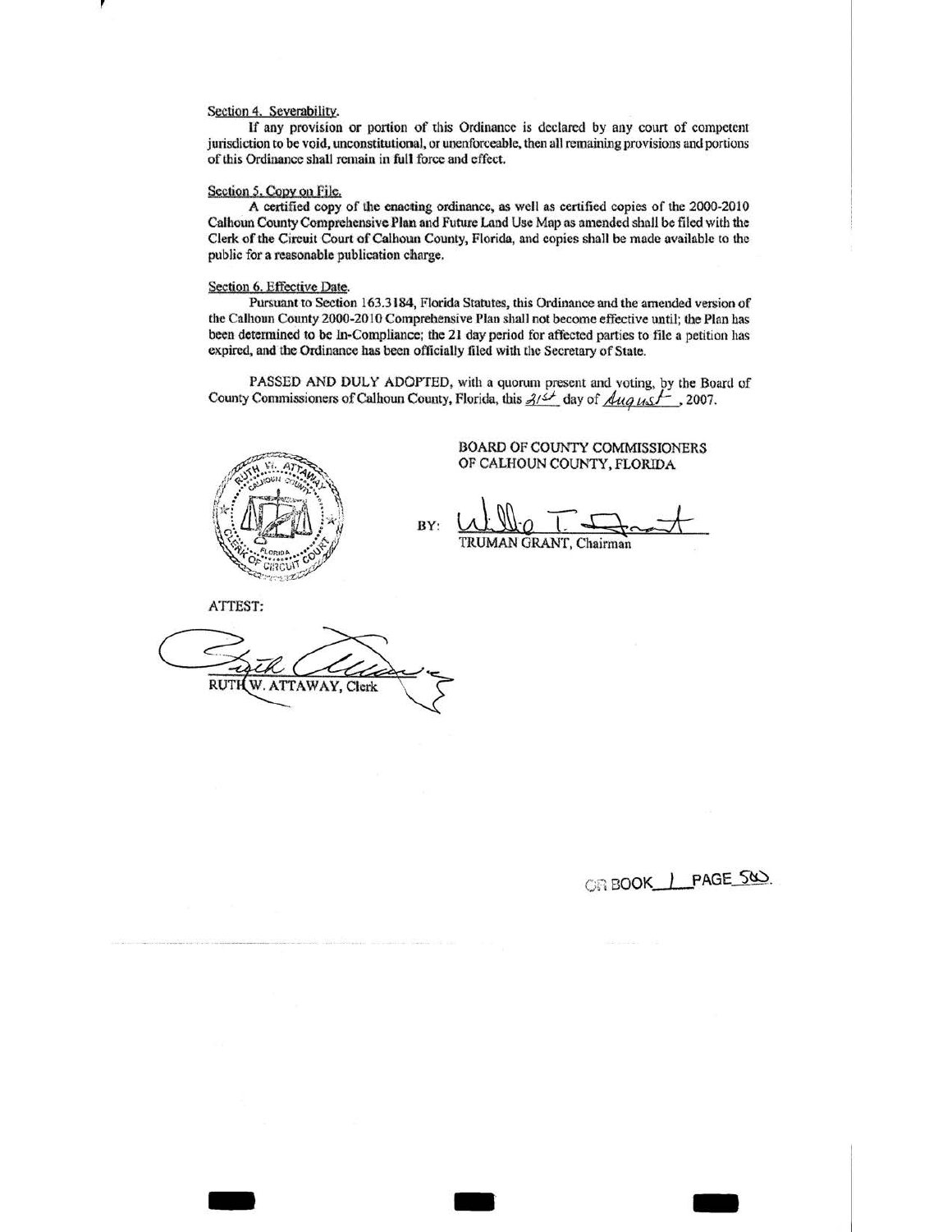Section 4. Severability.

If any provision or portion of this Ordinance is declared by any court of competent jurisdiction to be void, unconstitutional, or unenforceable, then all remaining provisions and portions of this Ordinance shall remain in full force and effect.

Section 5. Copy on File.

A certified copy of the enacting ordinance, as well as certified copies of the 2000-2010 Calhoun County Comprehensive Plan and Future Land Use Map as amended shall be filed with the Clerk of the Circuit Court of Calhoun County, Florida, and copies shall be made available to the public for a reasonable publication charge.

Section 6. Effective Date.

Pursuant to Section 163.3184, Florida Statutes, this Ordinance and the amended version of the Calhoun County 2000-2010 Comprehensive Plan shall not become effective until; the Plan has been determined to be In-Compliance; the 21 day period for affected parties to file a petition has expired, and the Ordinance has been officially filed with the Secretary of State.

PASSED AND DULY ADOPTED, with a quorum present and voting, by the Board of County Commissioners of Calhoun County, Florida, this 31st day of August, 2007.

BOARD OF COUNTY COMMISSIONERS
OF CALHOUN COUNTY, FLORIDA

BY: ______________________
TRUMAN GRANT, Chairman

ATTEST:

______________________
RUTH W. ATTAWAY, Clerk

OR BOOK 1 PAGE 580